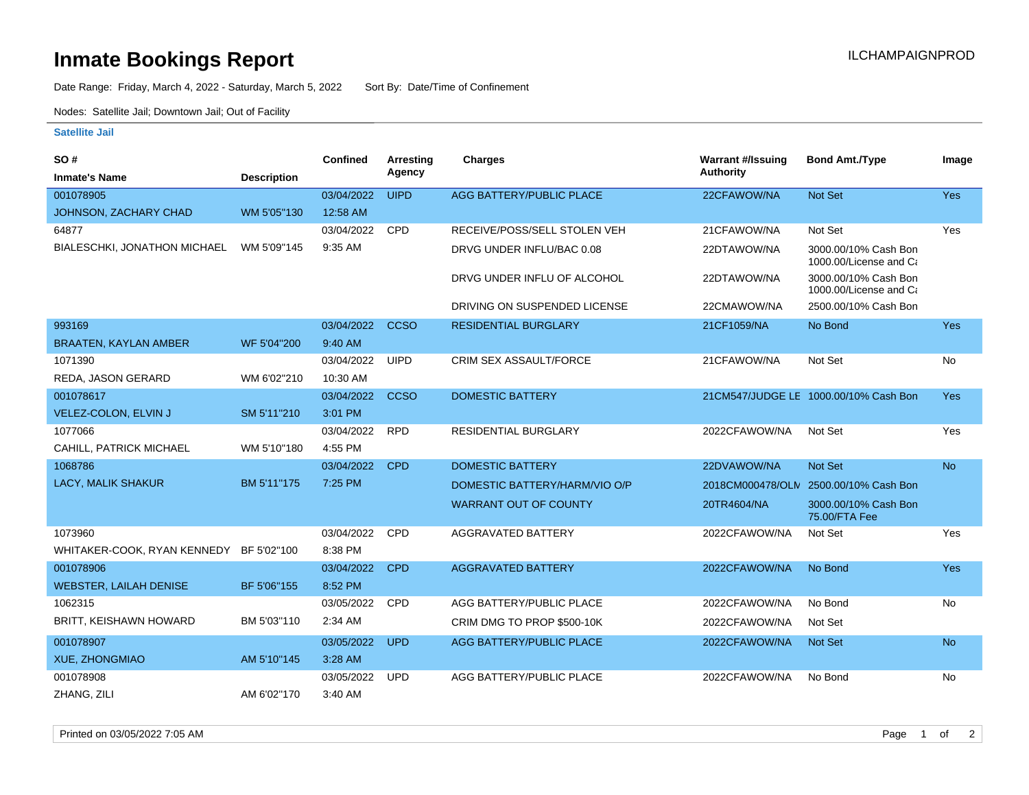# Inmate Bookings Report

ILCHAMPAIGNPROD

Date Range: Friday, March 4, 2022 - Saturday, March 5, 2022 Sort By: Date/Time of Confinement

Nodes: Satellite Jail; Downtown Jail; Out of Facility

### Satellite Jail

| SO # / Inmate's Name | Description | Confined | Arresting Agency | Charges | Warrant #/Issuing Authority | Bond Amt./Type | Image |
|---|---|---|---|---|---|---|---|
| 001078905 | | 03/04/2022 | UIPD | AGG BATTERY/PUBLIC PLACE | 22CFAWOW/NA | Not Set | Yes |
| JOHNSON, ZACHARY CHAD | WM 5'05"130 | 12:58 AM | | | | | |
| 64877 | | 03/04/2022 | CPD | RECEIVE/POSS/SELL STOLEN VEH | 21CFAWOW/NA | Not Set | Yes |
| BIALESCHKI, JONATHON MICHAEL | WM 5'09"145 | 9:35 AM | | DRVG UNDER INFLU/BAC 0.08 | 22DTAWOW/NA | 3000.00/10% Cash Bon 1000.00/License and Ca | |
| | | | | DRVG UNDER INFLU OF ALCOHOL | 22DTAWOW/NA | 3000.00/10% Cash Bon 1000.00/License and Ca | |
| | | | | DRIVING ON SUSPENDED LICENSE | 22CMAWOW/NA | 2500.00/10% Cash Bon | |
| 993169 | | 03/04/2022 | CCSO | RESIDENTIAL BURGLARY | 21CF1059/NA | No Bond | Yes |
| BRAATEN, KAYLAN AMBER | WF 5'04"200 | 9:40 AM | | | | | |
| 1071390 | | 03/04/2022 | UIPD | CRIM SEX ASSAULT/FORCE | 21CFAWOW/NA | Not Set | No |
| REDA, JASON GERARD | WM 6'02"210 | 10:30 AM | | | | | |
| 001078617 | | 03/04/2022 | CCSO | DOMESTIC BATTERY | 21CM547/JUDGE LE | 1000.00/10% Cash Bon | Yes |
| VELEZ-COLON, ELVIN J | SM 5'11"210 | 3:01 PM | | | | | |
| 1077066 | | 03/04/2022 | RPD | RESIDENTIAL BURGLARY | 2022CFAWOW/NA | Not Set | Yes |
| CAHILL, PATRICK MICHAEL | WM 5'10"180 | 4:55 PM | | | | | |
| 1068786 | | 03/04/2022 | CPD | DOMESTIC BATTERY | 22DVAWOW/NA | Not Set | No |
| LACY, MALIK SHAKUR | BM 5'11"175 | 7:25 PM | | DOMESTIC BATTERY/HARM/VIO O/P | 2018CM000478/OLN | 2500.00/10% Cash Bon | |
| | | | | WARRANT OUT OF COUNTY | 20TR4604/NA | 3000.00/10% Cash Bon 75.00/FTA Fee | |
| 1073960 | | 03/04/2022 | CPD | AGGRAVATED BATTERY | 2022CFAWOW/NA | Not Set | Yes |
| WHITAKER-COOK, RYAN KENNEDY | BF 5'02"100 | 8:38 PM | | | | | |
| 001078906 | | 03/04/2022 | CPD | AGGRAVATED BATTERY | 2022CFAWOW/NA | No Bond | Yes |
| WEBSTER, LAILAH DENISE | BF 5'06"155 | 8:52 PM | | | | | |
| 1062315 | | 03/05/2022 | CPD | AGG BATTERY/PUBLIC PLACE | 2022CFAWOW/NA | No Bond | No |
| BRITT, KEISHAWN HOWARD | BM 5'03"110 | 2:34 AM | | CRIM DMG TO PROP $500-10K | 2022CFAWOW/NA | Not Set | |
| 001078907 | | 03/05/2022 | UPD | AGG BATTERY/PUBLIC PLACE | 2022CFAWOW/NA | Not Set | No |
| XUE, ZHONGMIAO | AM 5'10"145 | 3:28 AM | | | | | |
| 001078908 | | 03/05/2022 | UPD | AGG BATTERY/PUBLIC PLACE | 2022CFAWOW/NA | No Bond | No |
| ZHANG, ZILI | AM 6'02"170 | 3:40 AM | | | | | |

Printed on 03/05/2022 7:05 AM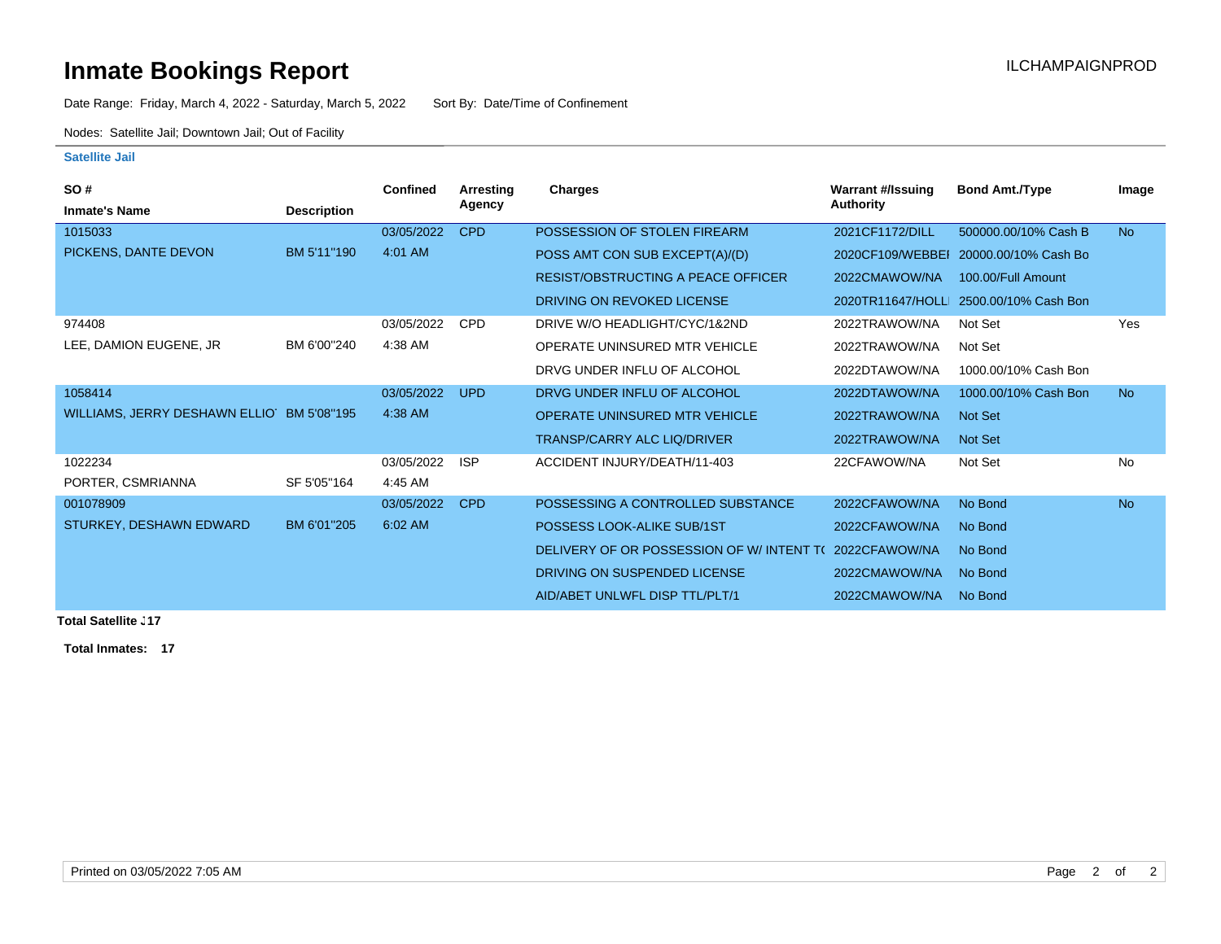# Inmate Bookings Report

ILCHAMPAIGNPROD

Date Range: Friday, March 4, 2022 - Saturday, March 5, 2022 Sort By: Date/Time of Confinement

Nodes: Satellite Jail; Downtown Jail; Out of Facility

### Satellite Jail

| SO # / Inmate's Name | Description | Confined | Arresting Agency | Charges | Warrant #/Issuing Authority | Bond Amt./Type | Image |
|---|---|---|---|---|---|---|---|
| 1015033 | | 03/05/2022 | CPD | POSSESSION OF STOLEN FIREARM | 2021CF1172/DILL | 500000.00/10% Cash B | No |
| PICKENS, DANTE DEVON | BM 5'11"190 | 4:01 AM | | POSS AMT CON SUB EXCEPT(A)/(D) | 2020CF109/WEBBEI | 20000.00/10% Cash Bo | |
| | | | | RESIST/OBSTRUCTING A PEACE OFFICER | 2022CMAWOW/NA | 100.00/Full Amount | |
| | | | | DRIVING ON REVOKED LICENSE | 2020TR11647/HOLLI | 2500.00/10% Cash Bon | |
| 974408 | | 03/05/2022 | CPD | DRIVE W/O HEADLIGHT/CYC/1&2ND | 2022TRAWOW/NA | Not Set | Yes |
| LEE, DAMION EUGENE, JR | BM 6'00"240 | 4:38 AM | | OPERATE UNINSURED MTR VEHICLE | 2022TRAWOW/NA | Not Set | |
| | | | | DRVG UNDER INFLU OF ALCOHOL | 2022DTAWOW/NA | 1000.00/10% Cash Bon | |
| 1058414 | | 03/05/2022 | UPD | DRVG UNDER INFLU OF ALCOHOL | 2022DTAWOW/NA | 1000.00/10% Cash Bon | No |
| WILLIAMS, JERRY DESHAWN ELLIO | BM 5'08"195 | 4:38 AM | | OPERATE UNINSURED MTR VEHICLE | 2022TRAWOW/NA | Not Set | |
| | | | | TRANSP/CARRY ALC LIQ/DRIVER | 2022TRAWOW/NA | Not Set | |
| 1022234 | | 03/05/2022 | ISP | ACCIDENT INJURY/DEATH/11-403 | 22CFAWOW/NA | Not Set | No |
| PORTER, CSMRIANNA | SF 5'05"164 | 4:45 AM | | | | | |
| 001078909 | | 03/05/2022 | CPD | POSSESSING A CONTROLLED SUBSTANCE | 2022CFAWOW/NA | No Bond | No |
| STURKEY, DESHAWN EDWARD | BM 6'01"205 | 6:02 AM | | POSSESS LOOK-ALIKE SUB/1ST | 2022CFAWOW/NA | No Bond | |
| | | | | DELIVERY OF OR POSSESSION OF W/ INTENT T( | 2022CFAWOW/NA | No Bond | |
| | | | | DRIVING ON SUSPENDED LICENSE | 2022CMAWOW/NA | No Bond | |
| | | | | AID/ABET UNLWFL DISP TTL/PLT/1 | 2022CMAWOW/NA | No Bond | |

**Total Satellite .17**

**Total Inmates: 17**

Printed on 03/05/2022 7:05 AM